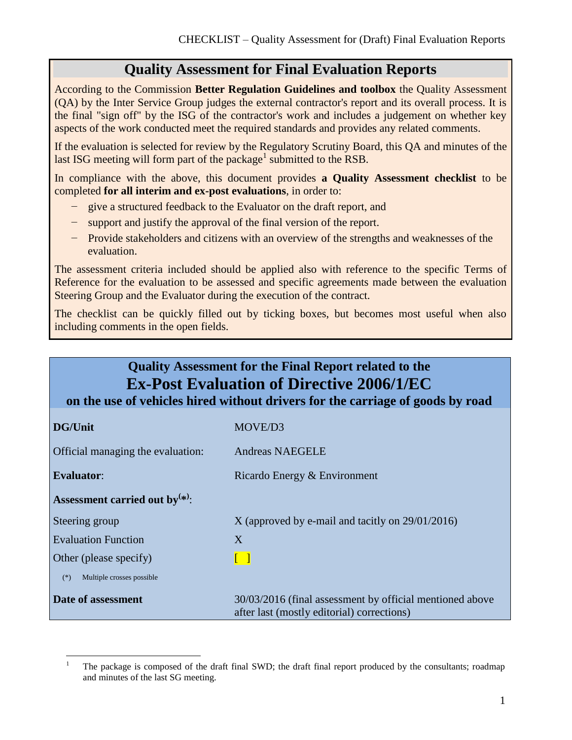## Quality Assessment for Final Evaluation Reports

According to the Commission **Better Regulation Guidelines and toolbox** the Quality Assessment (QA) by the Inter Service Group judges the external contractor's report and its overall process. It is the final "sign off" by the ISG of the contractor's work and includes a judgement on whether key aspects of the work conducted meet the required standards and provides any related comments.

If the evaluation is selected for review by the Regulatory Scrutiny Board, this QA and minutes of the last ISG meeting will form part of the package[1] submitted to the RSB.

In compliance with the above, this document provides **a Quality Assessment checklist** to be completed **for all interim and ex-post evaluations**, in order to:

- give a structured feedback to the Evaluator on the draft report, and
- support and justify the approval of the final version of the report.
- Provide stakeholders and citizens with an overview of the strengths and weaknesses of the evaluation.

The assessment criteria included should be applied also with reference to the specific Terms of Reference for the evaluation to be assessed and specific agreements made between the evaluation Steering Group and the Evaluator during the execution of the contract.

The checklist can be quickly filled out by ticking boxes, but becomes most useful when also including comments in the open fields.

## Quality Assessment for the Final Report related to the Ex-Post Evaluation of Directive 2006/1/EC on the use of vehicles hired without drivers for the carriage of goods by road

| | |
|---|---|
| **DG/Unit** | MOVE/D3 |
| Official managing the evaluation: | Andreas NAEGELE |
| **Evaluator**: | Ricardo Energy & Environment |
| **Assessment carried out by(*)**: | |
| Steering group | X (approved by e-mail and tacitly on 29/01/2016) |
| Evaluation Function | X |
| Other (please specify) | [ ] |
| (*) Multiple crosses possible | |
| **Date of assessment** | 30/03/2016 (final assessment by official mentioned above after last (mostly editorial) corrections) |

[1] The package is composed of the draft final SWD; the draft final report produced by the consultants; roadmap and minutes of the last SG meeting.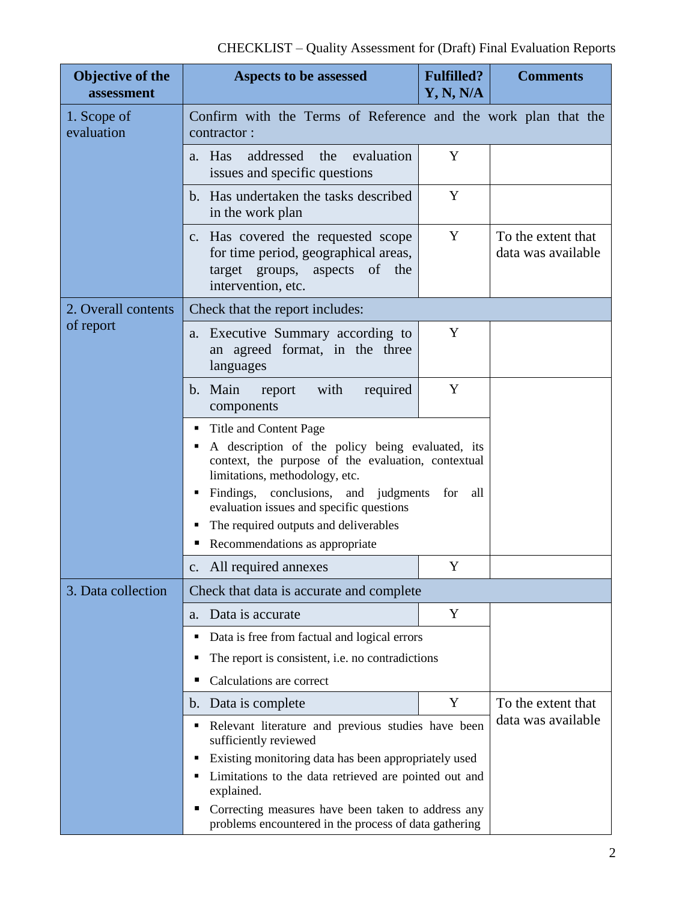CHECKLIST – Quality Assessment for (Draft) Final Evaluation Reports

| Objective of the assessment | Aspects to be assessed | Fulfilled? Y, N, N/A | Comments |
|---|---|---|---|
| 1. Scope of evaluation | Confirm with the Terms of Reference and the work plan that the contractor : | | |
| | a. Has addressed the evaluation issues and specific questions | Y | |
| | b. Has undertaken the tasks described in the work plan | Y | |
| | c. Has covered the requested scope for time period, geographical areas, target groups, aspects of the intervention, etc. | Y | To the extent that data was available |
| 2. Overall contents of report | Check that the report includes: | | |
| | a. Executive Summary according to an agreed format, in the three languages | Y | |
| | b. Main report with required components | Y | |
| | ▪ Title and Content Page<br>▪ A description of the policy being evaluated, its context, the purpose of the evaluation, contextual limitations, methodology, etc.<br>▪ Findings, conclusions, and judgments for all evaluation issues and specific questions<br>▪ The required outputs and deliverables<br>▪ Recommendations as appropriate | | |
| | c. All required annexes | Y | |
| 3. Data collection | Check that data is accurate and complete | | |
| | a. Data is accurate | Y | |
| | ▪ Data is free from factual and logical errors<br>▪ The report is consistent, i.e. no contradictions<br>▪ Calculations are correct | | |
| | b. Data is complete | Y | To the extent that data was available |
| | ▪ Relevant literature and previous studies have been sufficiently reviewed<br>▪ Existing monitoring data has been appropriately used<br>▪ Limitations to the data retrieved are pointed out and explained.<br>▪ Correcting measures have been taken to address any problems encountered in the process of data gathering | | |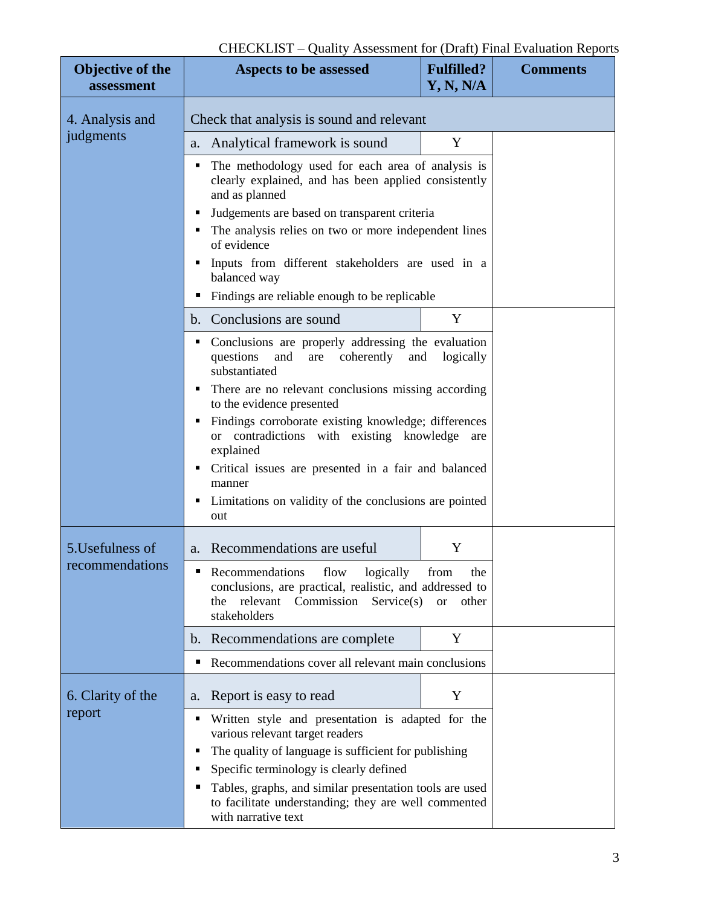CHECKLIST – Quality Assessment for (Draft) Final Evaluation Reports

| Objective of the assessment | Aspects to be assessed | Fulfilled? Y, N, N/A | Comments |
|---|---|---|---|
| 4. Analysis and judgments | Check that analysis is sound and relevant | | |
| | a. Analytical framework is sound | Y | |
| | ▪ The methodology used for each area of analysis is clearly explained, and has been applied consistently and as planned<br>▪ Judgements are based on transparent criteria<br>▪ The analysis relies on two or more independent lines of evidence<br>▪ Inputs from different stakeholders are used in a balanced way<br>▪ Findings are reliable enough to be replicable | | |
| | b. Conclusions are sound | Y | |
| | ▪ Conclusions are properly addressing the evaluation questions and are coherently and logically substantiated<br>▪ There are no relevant conclusions missing according to the evidence presented<br>▪ Findings corroborate existing knowledge; differences or contradictions with existing knowledge are explained<br>▪ Critical issues are presented in a fair and balanced manner<br>▪ Limitations on validity of the conclusions are pointed out | | |
| 5.Usefulness of recommendations | a. Recommendations are useful | Y | |
| | ▪ Recommendations flow logically from the conclusions, are practical, realistic, and addressed to the relevant Commission Service(s) or other stakeholders | | |
| | b. Recommendations are complete | Y | |
| | ▪ Recommendations cover all relevant main conclusions | | |
| 6. Clarity of the report | a. Report is easy to read | Y | |
| | ▪ Written style and presentation is adapted for the various relevant target readers<br>▪ The quality of language is sufficient for publishing<br>▪ Specific terminology is clearly defined<br>▪ Tables, graphs, and similar presentation tools are used to facilitate understanding; they are well commented with narrative text | | |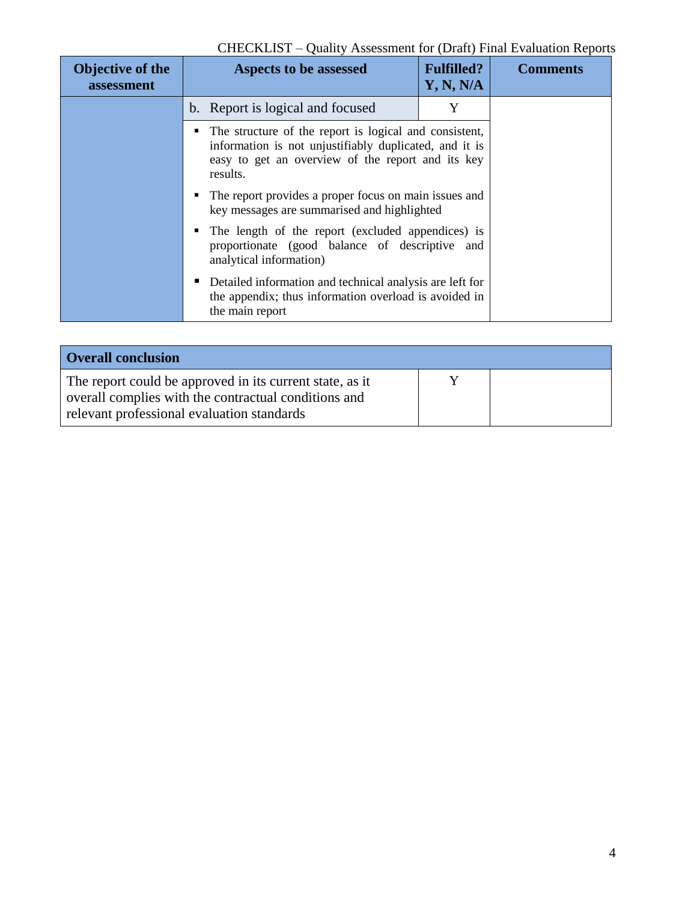| Objective of the assessment | Aspects to be assessed | Fulfilled? Y, N, N/A | Comments |
|---|---|---|---|
| | b. Report is logical and focused | Y | |
| | ▪ The structure of the report is logical and consistent, information is not unjustifiably duplicated, and it is easy to get an overview of the report and its key results.<br>▪ The report provides a proper focus on main issues and key messages are summarised and highlighted<br>▪ The length of the report (excluded appendices) is proportionate (good balance of descriptive and analytical information)<br>▪ Detailed information and technical analysis are left for the appendix; thus information overload is avoided in the main report | | |

| Overall conclusion | | |
|---|---|---|
| The report could be approved in its current state, as it overall complies with the contractual conditions and relevant professional evaluation standards | Y | |